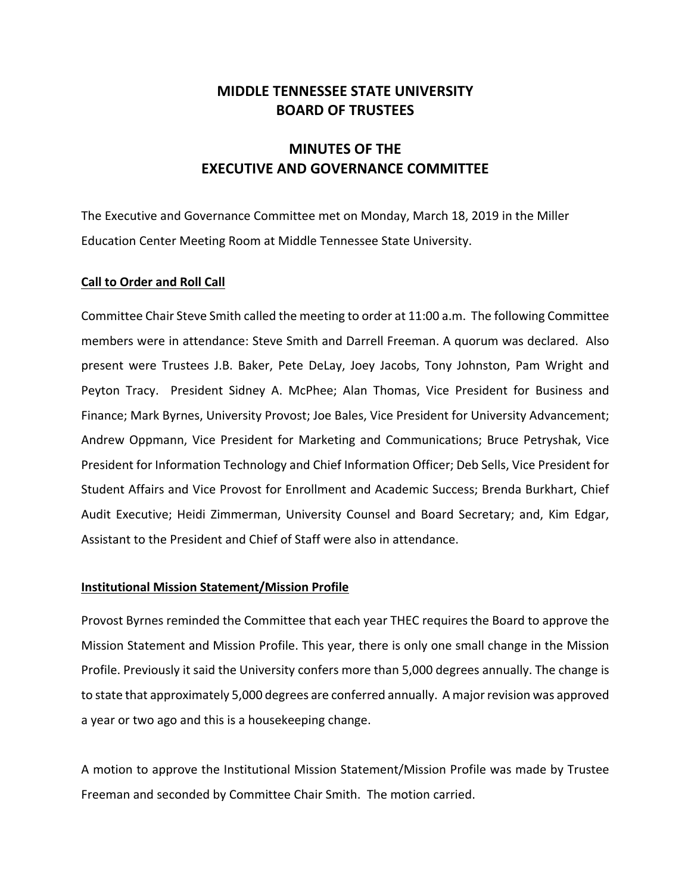# MIDDLE TENNESSEE STATE UNIVERSITY
# BOARD OF TRUSTEES

## MINUTES OF THE
## EXECUTIVE AND GOVERNANCE COMMITTEE

The Executive and Governance Committee met on Monday, March 18, 2019 in the Miller Education Center Meeting Room at Middle Tennessee State University.

**Call to Order and Roll Call**

Committee Chair Steve Smith called the meeting to order at 11:00 a.m. The following Committee members were in attendance: Steve Smith and Darrell Freeman. A quorum was declared. Also present were Trustees J.B. Baker, Pete DeLay, Joey Jacobs, Tony Johnston, Pam Wright and Peyton Tracy. President Sidney A. McPhee; Alan Thomas, Vice President for Business and Finance; Mark Byrnes, University Provost; Joe Bales, Vice President for University Advancement; Andrew Oppmann, Vice President for Marketing and Communications; Bruce Petryshak, Vice President for Information Technology and Chief Information Officer; Deb Sells, Vice President for Student Affairs and Vice Provost for Enrollment and Academic Success; Brenda Burkhart, Chief Audit Executive; Heidi Zimmerman, University Counsel and Board Secretary; and, Kim Edgar, Assistant to the President and Chief of Staff were also in attendance.

**Institutional Mission Statement/Mission Profile**

Provost Byrnes reminded the Committee that each year THEC requires the Board to approve the Mission Statement and Mission Profile. This year, there is only one small change in the Mission Profile. Previously it said the University confers more than 5,000 degrees annually. The change is to state that approximately 5,000 degrees are conferred annually. A major revision was approved a year or two ago and this is a housekeeping change.

A motion to approve the Institutional Mission Statement/Mission Profile was made by Trustee Freeman and seconded by Committee Chair Smith. The motion carried.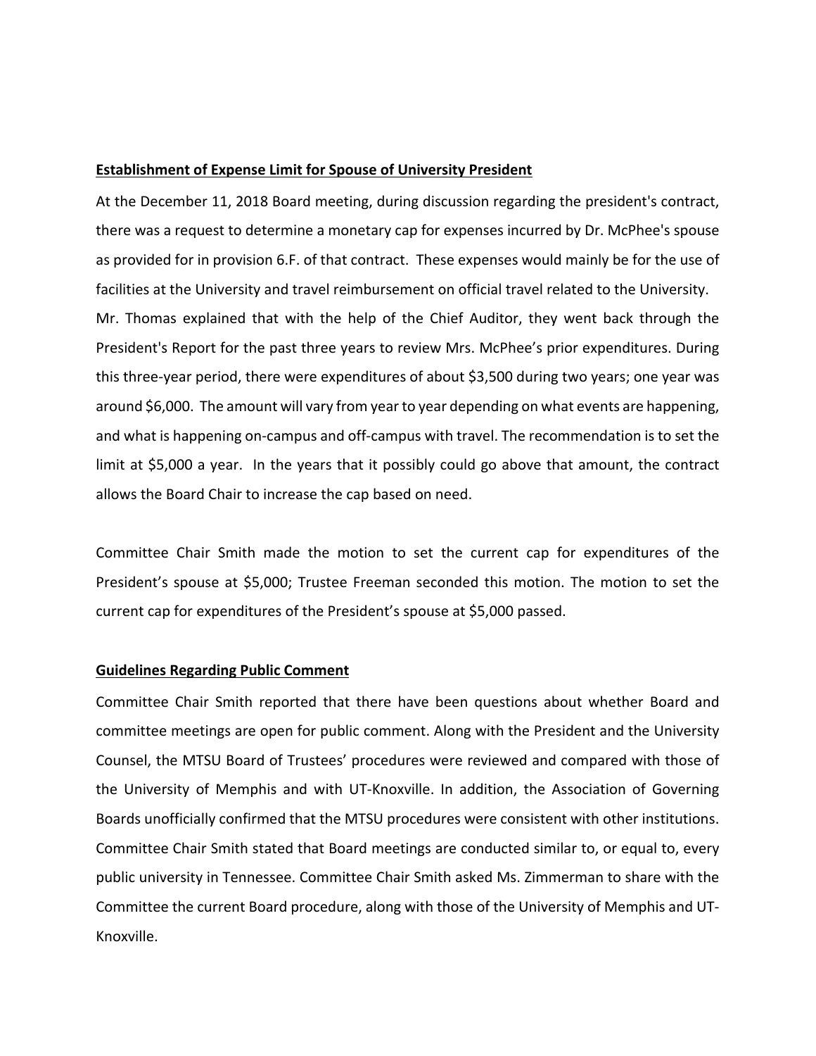**Establishment of Expense Limit for Spouse of University President**

At the December 11, 2018 Board meeting, during discussion regarding the president's contract, there was a request to determine a monetary cap for expenses incurred by Dr. McPhee's spouse as provided for in provision 6.F. of that contract. These expenses would mainly be for the use of facilities at the University and travel reimbursement on official travel related to the University. Mr. Thomas explained that with the help of the Chief Auditor, they went back through the President's Report for the past three years to review Mrs. McPhee's prior expenditures. During this three-year period, there were expenditures of about $3,500 during two years; one year was around $6,000. The amount will vary from year to year depending on what events are happening, and what is happening on-campus and off-campus with travel. The recommendation is to set the limit at $5,000 a year. In the years that it possibly could go above that amount, the contract allows the Board Chair to increase the cap based on need.

Committee Chair Smith made the motion to set the current cap for expenditures of the President's spouse at $5,000; Trustee Freeman seconded this motion. The motion to set the current cap for expenditures of the President's spouse at $5,000 passed.

**Guidelines Regarding Public Comment**

Committee Chair Smith reported that there have been questions about whether Board and committee meetings are open for public comment. Along with the President and the University Counsel, the MTSU Board of Trustees' procedures were reviewed and compared with those of the University of Memphis and with UT-Knoxville. In addition, the Association of Governing Boards unofficially confirmed that the MTSU procedures were consistent with other institutions. Committee Chair Smith stated that Board meetings are conducted similar to, or equal to, every public university in Tennessee. Committee Chair Smith asked Ms. Zimmerman to share with the Committee the current Board procedure, along with those of the University of Memphis and UT-Knoxville.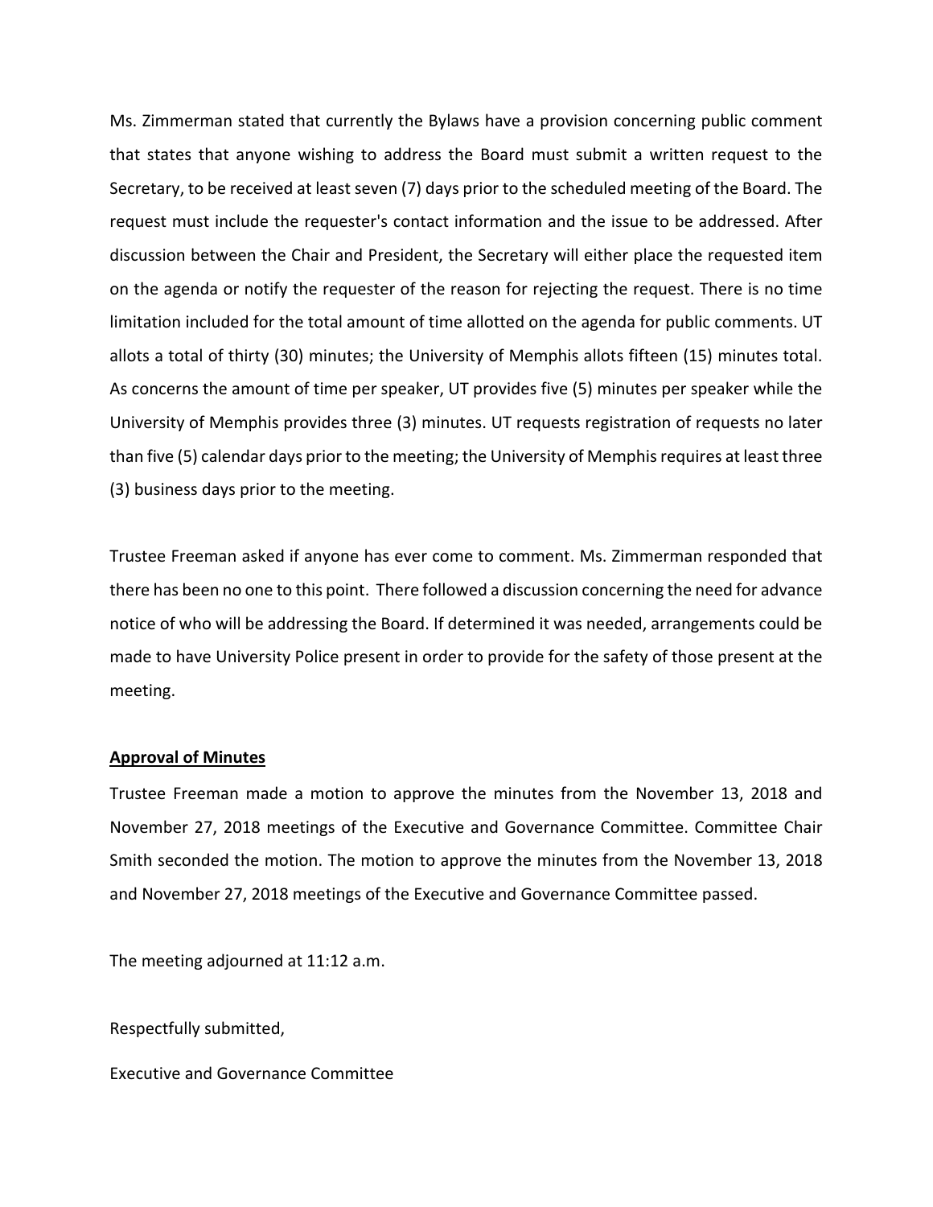Ms. Zimmerman stated that currently the Bylaws have a provision concerning public comment that states that anyone wishing to address the Board must submit a written request to the Secretary, to be received at least seven (7) days prior to the scheduled meeting of the Board. The request must include the requester's contact information and the issue to be addressed. After discussion between the Chair and President, the Secretary will either place the requested item on the agenda or notify the requester of the reason for rejecting the request. There is no time limitation included for the total amount of time allotted on the agenda for public comments. UT allots a total of thirty (30) minutes; the University of Memphis allots fifteen (15) minutes total. As concerns the amount of time per speaker, UT provides five (5) minutes per speaker while the University of Memphis provides three (3) minutes. UT requests registration of requests no later than five (5) calendar days prior to the meeting; the University of Memphis requires at least three (3) business days prior to the meeting.

Trustee Freeman asked if anyone has ever come to comment. Ms. Zimmerman responded that there has been no one to this point. There followed a discussion concerning the need for advance notice of who will be addressing the Board. If determined it was needed, arrangements could be made to have University Police present in order to provide for the safety of those present at the meeting.

**Approval of Minutes**

Trustee Freeman made a motion to approve the minutes from the November 13, 2018 and November 27, 2018 meetings of the Executive and Governance Committee. Committee Chair Smith seconded the motion. The motion to approve the minutes from the November 13, 2018 and November 27, 2018 meetings of the Executive and Governance Committee passed.

The meeting adjourned at 11:12 a.m.

Respectfully submitted,

Executive and Governance Committee